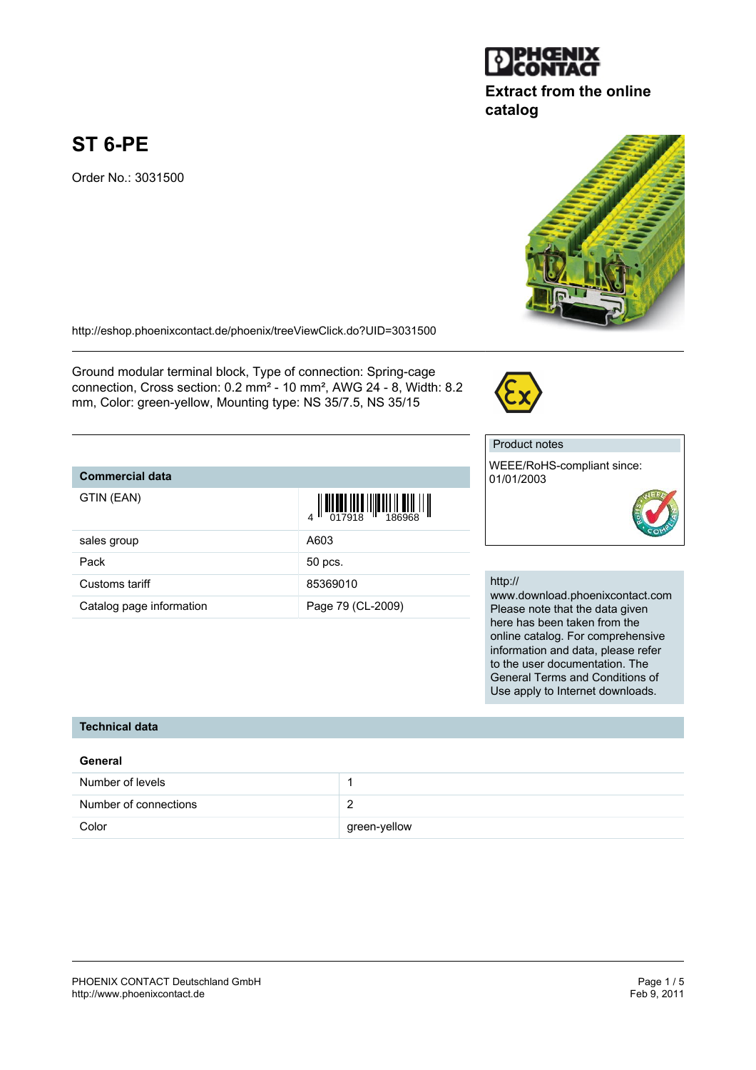Extract from the online catalog

# ST 6-PE

Order No.: 3031500

http://eshop.phoenixcontact.de/phoenix/treeViewClick.do?UID=3031500

Ground modular terminal block, Type of connection: Spring-cage connection, Cross section: 0.2 mm² - 10 mm², AWG 24 - 8, Width: 8.2 mm, Color: green-yellow, Mounting type: NS 35/7.5, NS 35/15

Product notes

WEEE/RoHS-compliant since: 01/01/2003

## Commercial data

| | |
|---|---|
| GTIN (EAN) | 4 017918 186968 |
| sales group | A603 |
| Pack | 50 pcs. |
| Customs tariff | 85369010 |
| Catalog page information | Page 79 (CL-2009) |

http://www.download.phoenixcontact.com
Please note that the data given here has been taken from the online catalog. For comprehensive information and data, please refer to the user documentation. The General Terms and Conditions of Use apply to Internet downloads.

## Technical data

### General

| | |
|---|---|
| Number of levels | 1 |
| Number of connections | 2 |
| Color | green-yellow |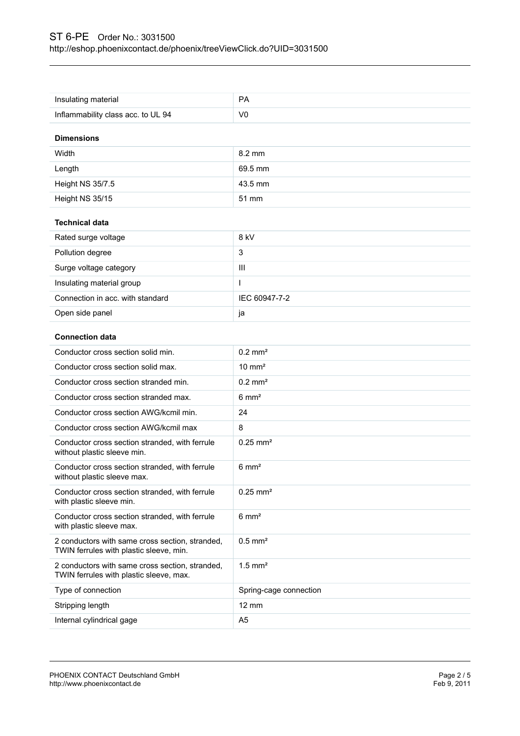| | |
|---|---|
| Insulating material | PA |
| Inflammability class acc. to UL 94 | V0 |

**Dimensions**

| | |
|---|---|
| Width | 8.2 mm |
| Length | 69.5 mm |
| Height NS 35/7.5 | 43.5 mm |
| Height NS 35/15 | 51 mm |

**Technical data**

| | |
|---|---|
| Rated surge voltage | 8 kV |
| Pollution degree | 3 |
| Surge voltage category | III |
| Insulating material group | I |
| Connection in acc. with standard | IEC 60947-7-2 |
| Open side panel | ja |

**Connection data**

| | |
|---|---|
| Conductor cross section solid min. | 0.2 mm² |
| Conductor cross section solid max. | 10 mm² |
| Conductor cross section stranded min. | 0.2 mm² |
| Conductor cross section stranded max. | 6 mm² |
| Conductor cross section AWG/kcmil min. | 24 |
| Conductor cross section AWG/kcmil max | 8 |
| Conductor cross section stranded, with ferrule without plastic sleeve min. | 0.25 mm² |
| Conductor cross section stranded, with ferrule without plastic sleeve max. | 6 mm² |
| Conductor cross section stranded, with ferrule with plastic sleeve min. | 0.25 mm² |
| Conductor cross section stranded, with ferrule with plastic sleeve max. | 6 mm² |
| 2 conductors with same cross section, stranded, TWIN ferrules with plastic sleeve, min. | 0.5 mm² |
| 2 conductors with same cross section, stranded, TWIN ferrules with plastic sleeve, max. | 1.5 mm² |
| Type of connection | Spring-cage connection |
| Stripping length | 12 mm |
| Internal cylindrical gage | A5 |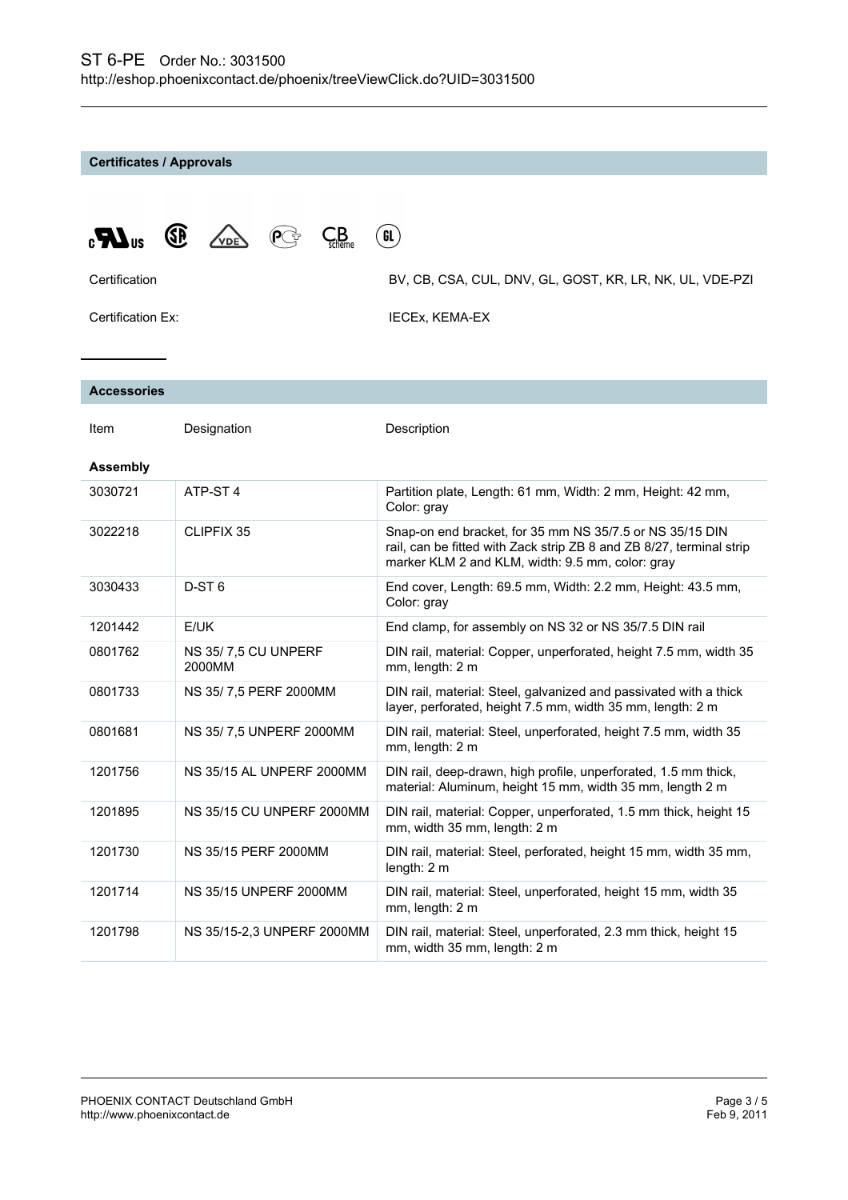## Certificates / Approvals

| | |
|---|---|
| Certification | BV, CB, CSA, CUL, DNV, GL, GOST, KR, LR, NK, UL, VDE-PZI |
| Certification Ex: | IECEx, KEMA-EX |

## Accessories

| Item | Designation | Description |
|---|---|---|
| **Assembly** | | |
| 3030721 | ATP-ST 4 | Partition plate, Length: 61 mm, Width: 2 mm, Height: 42 mm, Color: gray |
| 3022218 | CLIPFIX 35 | Snap-on end bracket, for 35 mm NS 35/7.5 or NS 35/15 DIN rail, can be fitted with Zack strip ZB 8 and ZB 8/27, terminal strip marker KLM 2 and KLM, width: 9.5 mm, color: gray |
| 3030433 | D-ST 6 | End cover, Length: 69.5 mm, Width: 2.2 mm, Height: 43.5 mm, Color: gray |
| 1201442 | E/UK | End clamp, for assembly on NS 32 or NS 35/7.5 DIN rail |
| 0801762 | NS 35/ 7,5 CU UNPERF 2000MM | DIN rail, material: Copper, unperforated, height 7.5 mm, width 35 mm, length: 2 m |
| 0801733 | NS 35/ 7,5 PERF 2000MM | DIN rail, material: Steel, galvanized and passivated with a thick layer, perforated, height 7.5 mm, width 35 mm, length: 2 m |
| 0801681 | NS 35/ 7,5 UNPERF 2000MM | DIN rail, material: Steel, unperforated, height 7.5 mm, width 35 mm, length: 2 m |
| 1201756 | NS 35/15 AL UNPERF 2000MM | DIN rail, deep-drawn, high profile, unperforated, 1.5 mm thick, material: Aluminum, height 15 mm, width 35 mm, length 2 m |
| 1201895 | NS 35/15 CU UNPERF 2000MM | DIN rail, material: Copper, unperforated, 1.5 mm thick, height 15 mm, width 35 mm, length: 2 m |
| 1201730 | NS 35/15 PERF 2000MM | DIN rail, material: Steel, perforated, height 15 mm, width 35 mm, length: 2 m |
| 1201714 | NS 35/15 UNPERF 2000MM | DIN rail, material: Steel, unperforated, height 15 mm, width 35 mm, length: 2 m |
| 1201798 | NS 35/15-2,3 UNPERF 2000MM | DIN rail, material: Steel, unperforated, 2.3 mm thick, height 15 mm, width 35 mm, length: 2 m |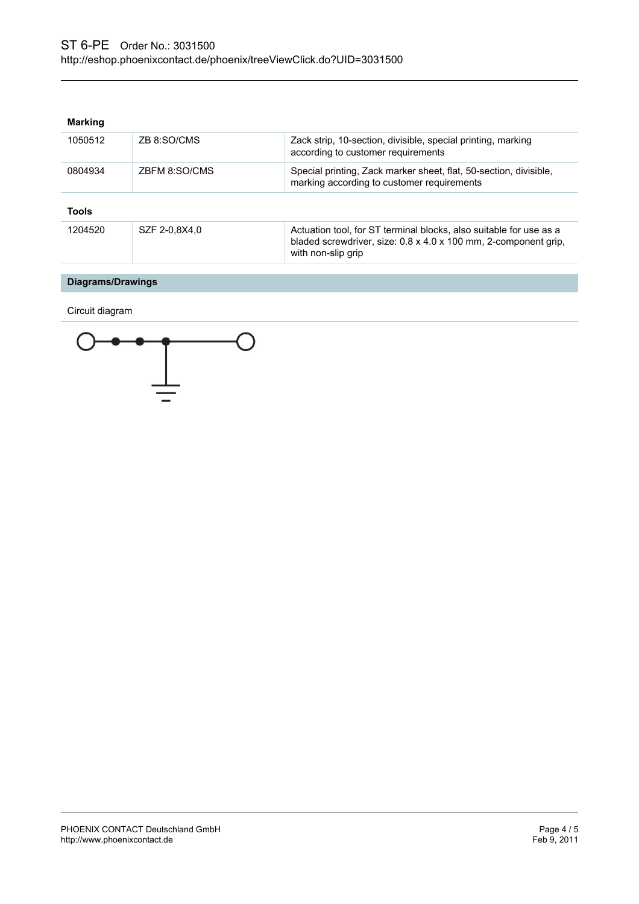### Marking

| | | |
|---|---|---|
| 1050512 | ZB 8:SO/CMS | Zack strip, 10-section, divisible, special printing, marking according to customer requirements |
| 0804934 | ZBFM 8:SO/CMS | Special printing, Zack marker sheet, flat, 50-section, divisible, marking according to customer requirements |

### Tools

| | | |
|---|---|---|
| 1204520 | SZF 2-0,8X4,0 | Actuation tool, for ST terminal blocks, also suitable for use as a bladed screwdriver, size: 0.8 x 4.0 x 100 mm, 2-component grip, with non-slip grip |

## Diagrams/Drawings

Circuit diagram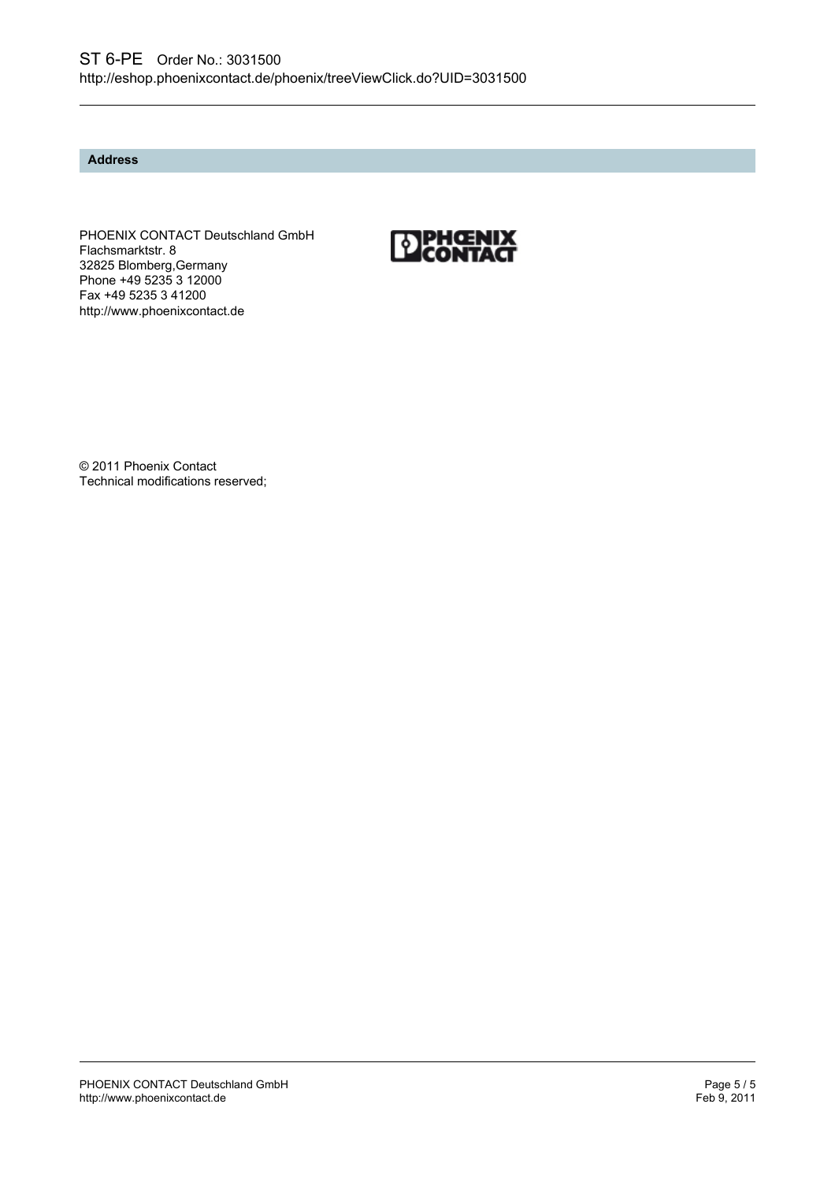## Address

PHOENIX CONTACT Deutschland GmbH
Flachsmarktstr. 8
32825 Blomberg,Germany
Phone +49 5235 3 12000
Fax +49 5235 3 41200
http://www.phoenixcontact.de

© 2011 Phoenix Contact
Technical modifications reserved;